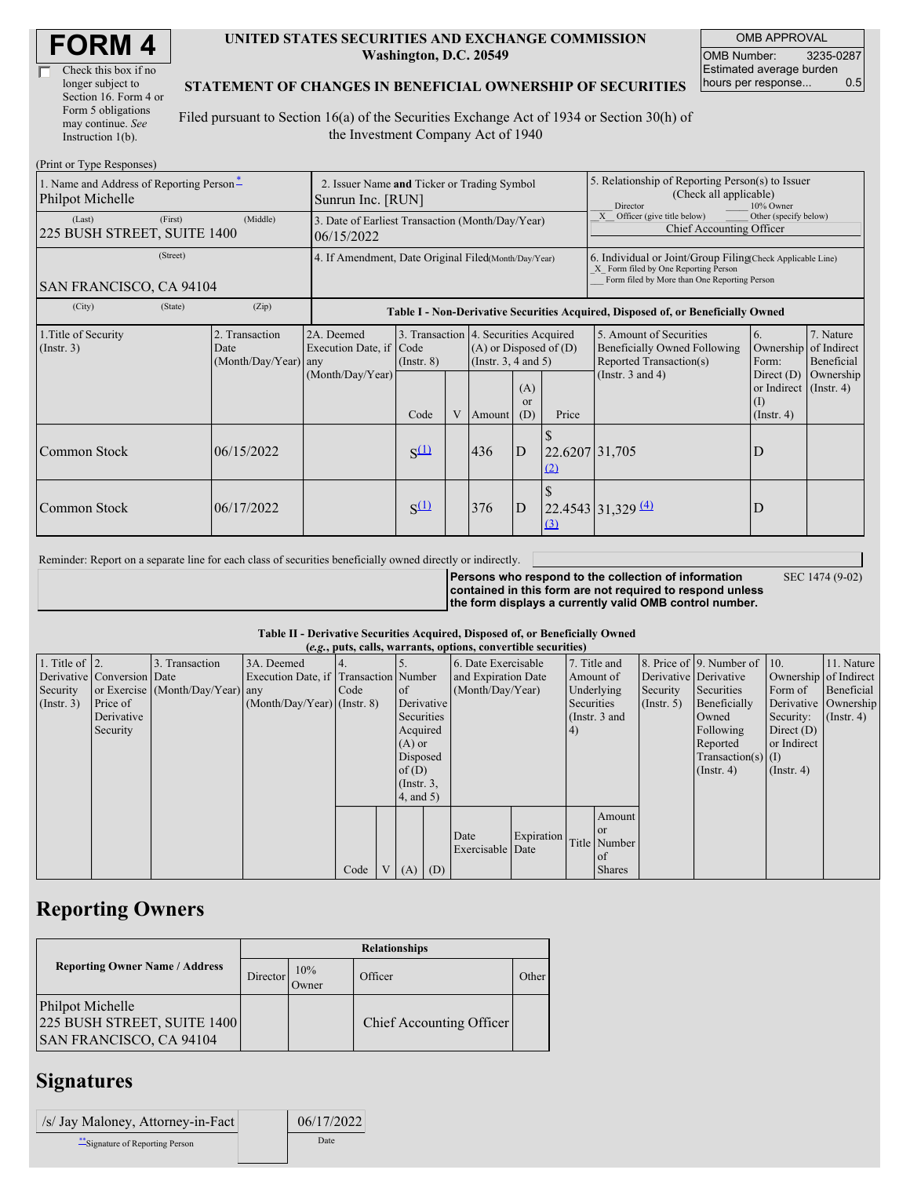# FORM 4

☐ Check this box if no longer subject to Section 16. Form 4 or Form 5 obligations may continue. *See* Instruction 1(b).

**UNITED STATES SECURITIES AND EXCHANGE COMMISSION**
**Washington, D.C. 20549**

**STATEMENT OF CHANGES IN BENEFICIAL OWNERSHIP OF SECURITIES**

Filed pursuant to Section 16(a) of the Securities Exchange Act of 1934 or Section 30(h) of the Investment Company Act of 1940

| OMB APPROVAL | |
|---|---|
| OMB Number: | 3235-0287 |
| Estimated average burden hours per response... | 0.5 |

(Print or Type Responses)

| | | |
|---|---|---|
| 1. Name and Address of Reporting Person* Philpot Michelle | 2. Issuer Name **and** Ticker or Trading Symbol Sunrun Inc. [RUN] | 5. Relationship of Reporting Person(s) to Issuer (Check all applicable) ___ Director ___ 10% Owner _X_ Officer (give title below) ___ Other (specify below) Chief Accounting Officer |
| (Last) (First) (Middle) 225 BUSH STREET, SUITE 1400 | 3. Date of Earliest Transaction (Month/Day/Year) 06/15/2022 | |
| (Street) SAN FRANCISCO, CA 94104 | 4. If Amendment, Date Original Filed (Month/Day/Year) | 6. Individual or Joint/Group Filing (Check Applicable Line) _X_ Form filed by One Reporting Person ___ Form filed by More than One Reporting Person |
| (City) (State) (Zip) | | |

**Table I - Non-Derivative Securities Acquired, Disposed of, or Beneficially Owned**

| 1.Title of Security (Instr. 3) | 2. Transaction Date (Month/Day/Year) | 2A. Deemed Execution Date, if any (Month/Day/Year) | 3. Transaction Code (Instr. 8) | | 4. Securities Acquired (A) or Disposed of (D) (Instr. 3, 4 and 5) | | | 5. Amount of Securities Beneficially Owned Following Reported Transaction(s) (Instr. 3 and 4) | 6. Ownership Form: Direct (D) or Indirect (I) (Instr. 4) | 7. Nature of Indirect Beneficial Ownership (Instr. 4) |
|---|---|---|---|---|---|---|---|---|---|---|
| | | | Code | V | Amount | (A) or (D) | Price | | | |
| Common Stock | 06/15/2022 | | S[(1)] | | 436 | D | $ 22.6207 [(2)] | 31,705 | D | |
| Common Stock | 06/17/2022 | | S[(1)] | | 376 | D | $ 22.4543 [(3)] | 31,329 [(4)] | D | |

Reminder: Report on a separate line for each class of securities beneficially owned directly or indirectly.

**Persons who respond to the collection of information contained in this form are not required to respond unless the form displays a currently valid OMB control number.** SEC 1474 (9-02)

**Table II - Derivative Securities Acquired, Disposed of, or Beneficially Owned**
**(*e.g.*, puts, calls, warrants, options, convertible securities)**

| 1. Title of Derivative Security (Instr. 3) | 2. Conversion or Exercise Price of Derivative Security | 3. Transaction Date (Month/Day/Year) | 3A. Deemed Execution Date, if any (Month/Day/Year) | 4. Transaction Code (Instr. 8) | | 5. Number of Derivative Securities Acquired (A) or Disposed of (D) (Instr. 3, 4, and 5) | | 6. Date Exercisable and Expiration Date (Month/Day/Year) | | 7. Title and Amount of Underlying Securities (Instr. 3 and 4) | | 8. Price of Derivative Security (Instr. 5) | 9. Number of Derivative Securities Beneficially Owned Following Reported Transaction(s) (Instr. 4) | 10. Ownership Form of Derivative Security: Direct (D) or Indirect (I) (Instr. 4) | 11. Nature of Indirect Beneficial Ownership (Instr. 4) |
|---|---|---|---|---|---|---|---|---|---|---|---|---|---|---|---|
| | | | | Code | V | (A) | (D) | Date Exercisable | Expiration Date | Title | Amount or Number of Shares | | | | |

## Reporting Owners

| Reporting Owner Name / Address | Relationships | | | |
|---|---|---|---|---|
| | Director | 10% Owner | Officer | Other |
| Philpot Michelle 225 BUSH STREET, SUITE 1400 SAN FRANCISCO, CA 94104 | | | Chief Accounting Officer | |

## Signatures

| | |
|---|---|
| /s/ Jay Maloney, Attorney-in-Fact | 06/17/2022 |
| **Signature of Reporting Person | Date |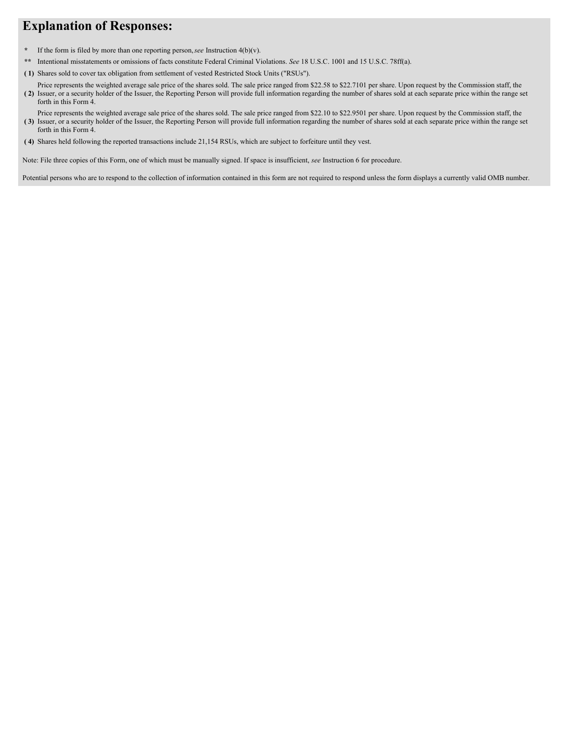# Explanation of Responses:

- \* If the form is filed by more than one reporting person, *see* Instruction 4(b)(v).
- \*\* Intentional misstatements or omissions of facts constitute Federal Criminal Violations. *See* 18 U.S.C. 1001 and 15 U.S.C. 78ff(a).

**( 1)** Shares sold to cover tax obligation from settlement of vested Restricted Stock Units ("RSUs").

**( 2)** Price represents the weighted average sale price of the shares sold. The sale price ranged from $22.58 to $22.7101 per share. Upon request by the Commission staff, the Issuer, or a security holder of the Issuer, the Reporting Person will provide full information regarding the number of shares sold at each separate price within the range set forth in this Form 4.

**( 3)** Price represents the weighted average sale price of the shares sold. The sale price ranged from $22.10 to $22.9501 per share. Upon request by the Commission staff, the Issuer, or a security holder of the Issuer, the Reporting Person will provide full information regarding the number of shares sold at each separate price within the range set forth in this Form 4.

**( 4)** Shares held following the reported transactions include 21,154 RSUs, which are subject to forfeiture until they vest.

Note: File three copies of this Form, one of which must be manually signed. If space is insufficient, *see* Instruction 6 for procedure.

Potential persons who are to respond to the collection of information contained in this form are not required to respond unless the form displays a currently valid OMB number.